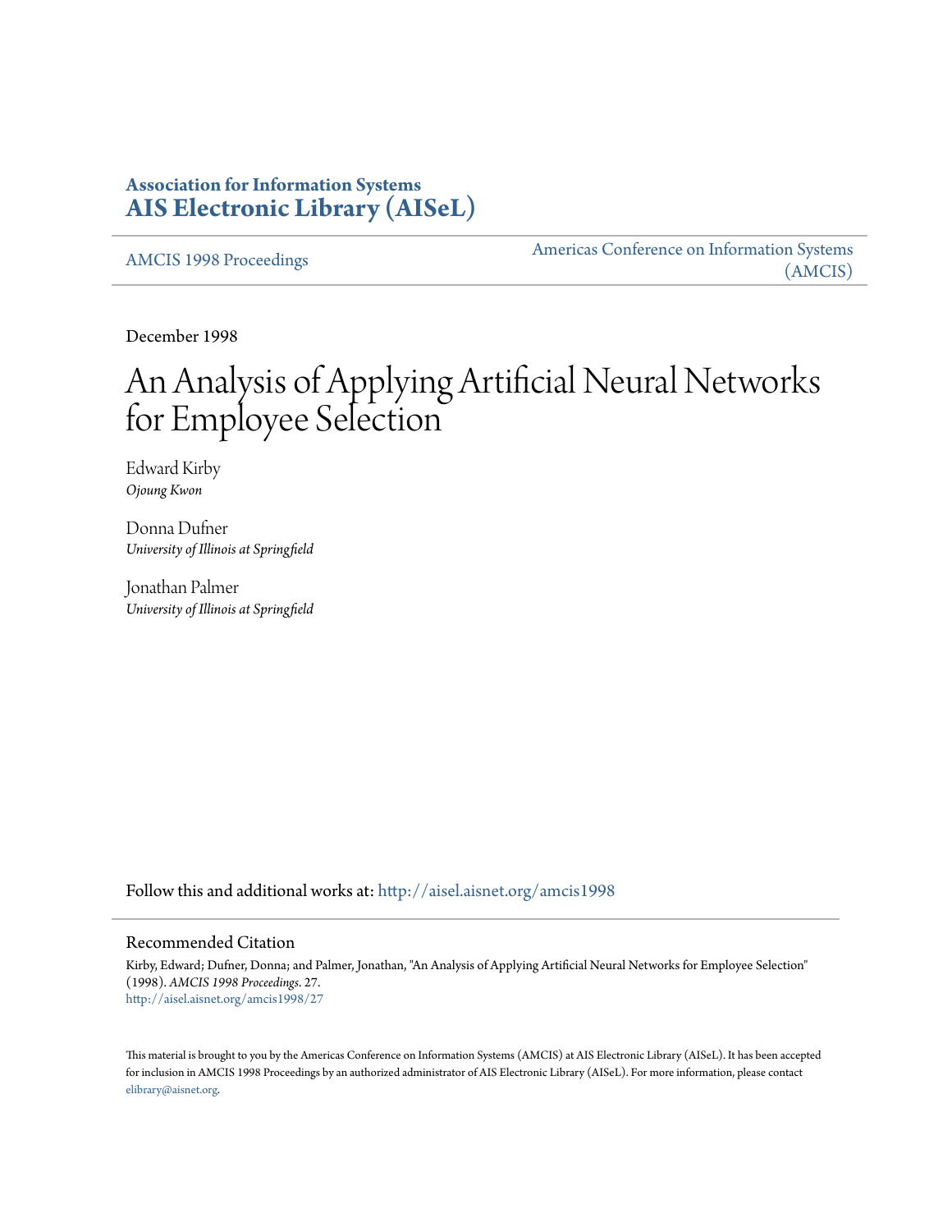**Association for Information Systems**
**AIS Electronic Library (AISeL)**

AMCIS 1998 Proceedings

Americas Conference on Information Systems (AMCIS)

December 1998

# An Analysis of Applying Artificial Neural Networks for Employee Selection

Edward Kirby
*Ojoung Kwon*

Donna Dufner
*University of Illinois at Springfield*

Jonathan Palmer
*University of Illinois at Springfield*

Follow this and additional works at: http://aisel.aisnet.org/amcis1998

## Recommended Citation

Kirby, Edward; Dufner, Donna; and Palmer, Jonathan, "An Analysis of Applying Artificial Neural Networks for Employee Selection" (1998). *AMCIS 1998 Proceedings*. 27.
http://aisel.aisnet.org/amcis1998/27

This material is brought to you by the Americas Conference on Information Systems (AMCIS) at AIS Electronic Library (AISeL). It has been accepted for inclusion in AMCIS 1998 Proceedings by an authorized administrator of AIS Electronic Library (AISeL). For more information, please contact elibrary@aisnet.org.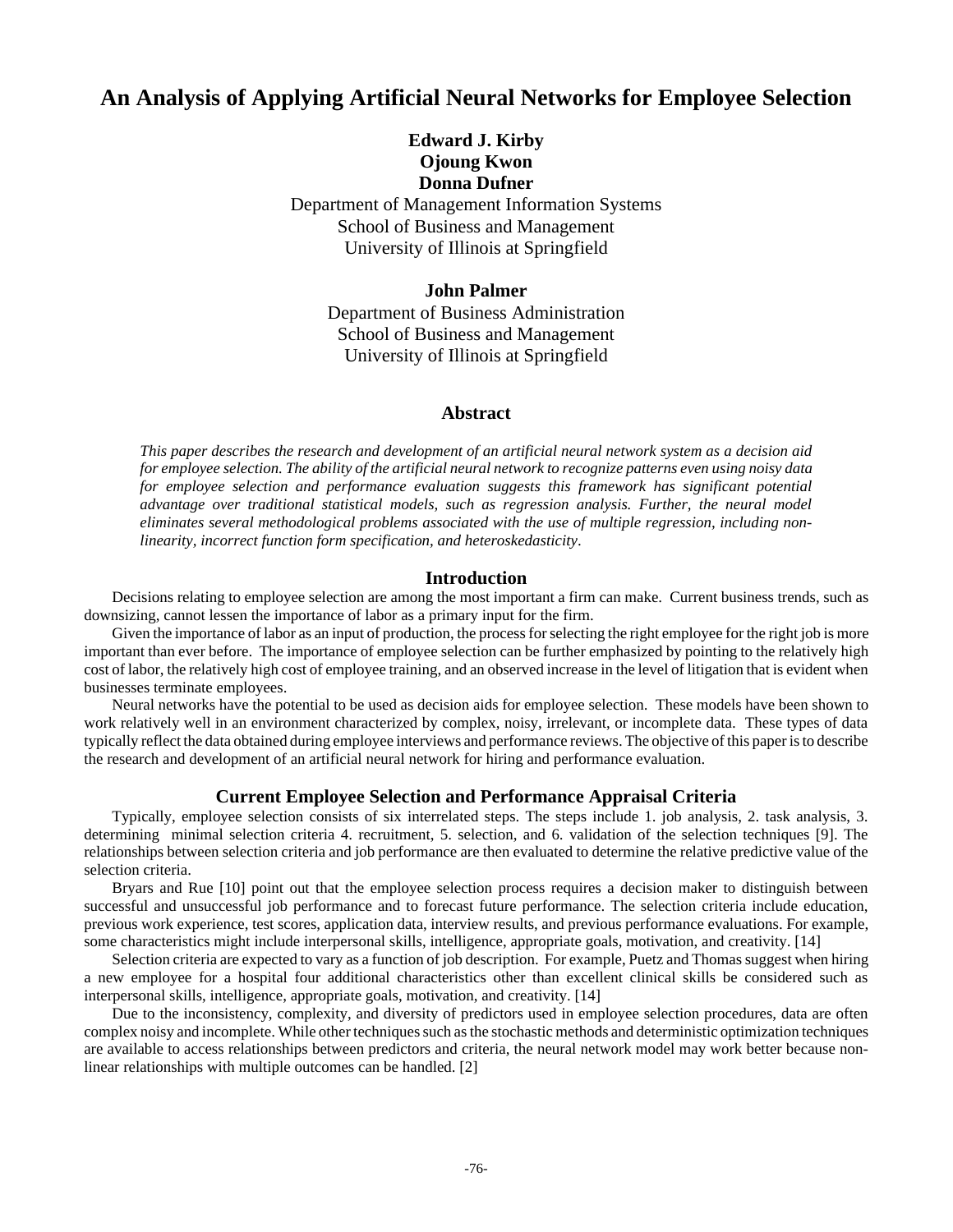# An Analysis of Applying Artificial Neural Networks for Employee Selection

**Edward J. Kirby**
**Ojoung Kwon**
**Donna Dufner**
Department of Management Information Systems
School of Business and Management
University of Illinois at Springfield

**John Palmer**
Department of Business Administration
School of Business and Management
University of Illinois at Springfield

## Abstract

*This paper describes the research and development of an artificial neural network system as a decision aid for employee selection. The ability of the artificial neural network to recognize patterns even using noisy data for employee selection and performance evaluation suggests this framework has significant potential advantage over traditional statistical models, such as regression analysis. Further, the neural model eliminates several methodological problems associated with the use of multiple regression, including non-linearity, incorrect function form specification, and heteroskedasticity.*

## Introduction

Decisions relating to employee selection are among the most important a firm can make. Current business trends, such as downsizing, cannot lessen the importance of labor as a primary input for the firm.

Given the importance of labor as an input of production, the process for selecting the right employee for the right job is more important than ever before. The importance of employee selection can be further emphasized by pointing to the relatively high cost of labor, the relatively high cost of employee training, and an observed increase in the level of litigation that is evident when businesses terminate employees.

Neural networks have the potential to be used as decision aids for employee selection. These models have been shown to work relatively well in an environment characterized by complex, noisy, irrelevant, or incomplete data. These types of data typically reflect the data obtained during employee interviews and performance reviews. The objective of this paper is to describe the research and development of an artificial neural network for hiring and performance evaluation.

## Current Employee Selection and Performance Appraisal Criteria

Typically, employee selection consists of six interrelated steps. The steps include 1. job analysis, 2. task analysis, 3. determining minimal selection criteria 4. recruitment, 5. selection, and 6. validation of the selection techniques [9]. The relationships between selection criteria and job performance are then evaluated to determine the relative predictive value of the selection criteria.

Bryars and Rue [10] point out that the employee selection process requires a decision maker to distinguish between successful and unsuccessful job performance and to forecast future performance. The selection criteria include education, previous work experience, test scores, application data, interview results, and previous performance evaluations. For example, some characteristics might include interpersonal skills, intelligence, appropriate goals, motivation, and creativity. [14]

Selection criteria are expected to vary as a function of job description. For example, Puetz and Thomas suggest when hiring a new employee for a hospital four additional characteristics other than excellent clinical skills be considered such as interpersonal skills, intelligence, appropriate goals, motivation, and creativity. [14]

Due to the inconsistency, complexity, and diversity of predictors used in employee selection procedures, data are often complex noisy and incomplete. While other techniques such as the stochastic methods and deterministic optimization techniques are available to access relationships between predictors and criteria, the neural network model may work better because non-linear relationships with multiple outcomes can be handled. [2]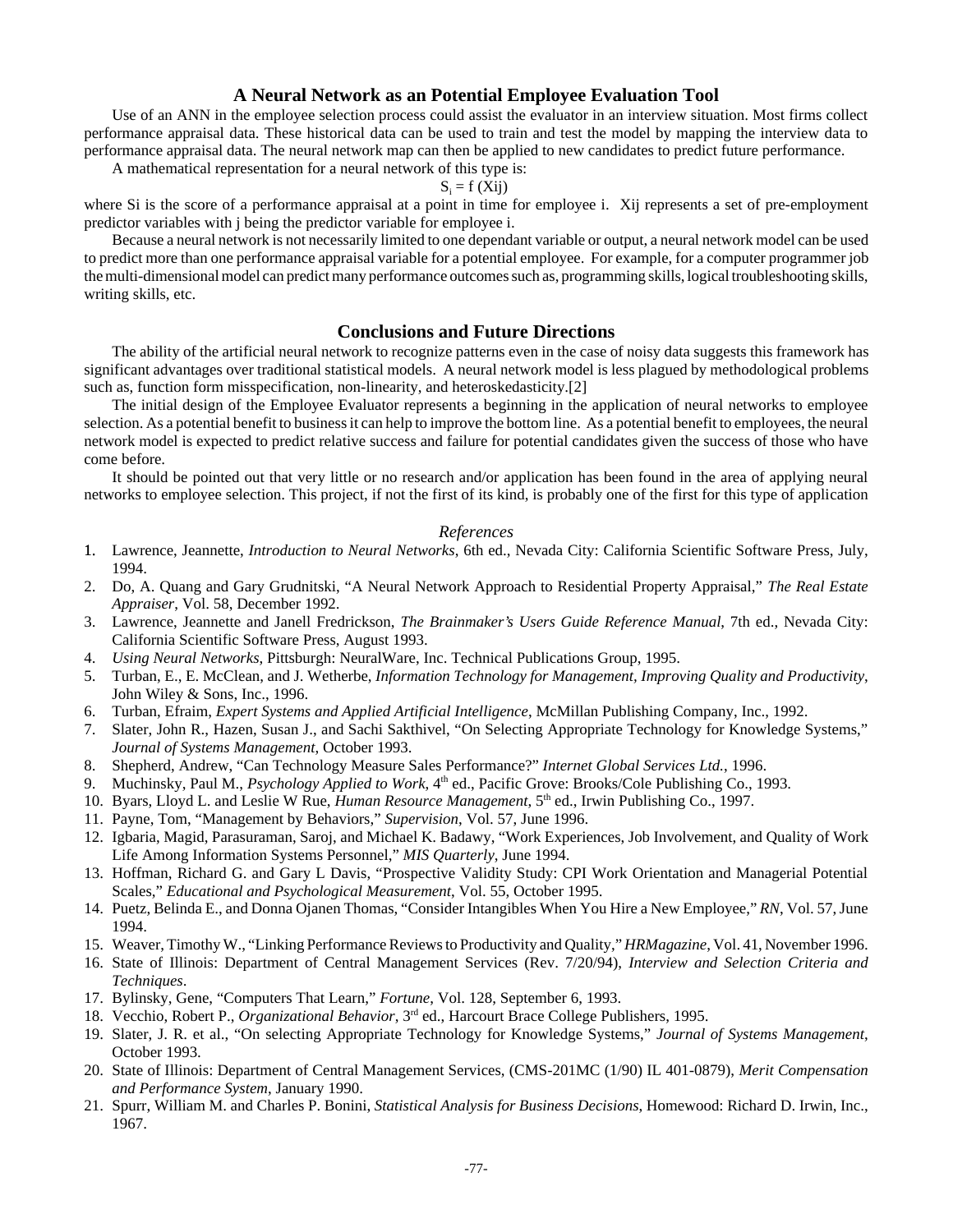## A Neural Network as an Potential Employee Evaluation Tool

Use of an ANN in the employee selection process could assist the evaluator in an interview situation. Most firms collect performance appraisal data. These historical data can be used to train and test the model by mapping the interview data to performance appraisal data. The neural network map can then be applied to new candidates to predict future performance.

A mathematical representation for a neural network of this type is:

$$S_i = f\,(Xij)$$

where Si is the score of a performance appraisal at a point in time for employee i. Xij represents a set of pre-employment predictor variables with j being the predictor variable for employee i.

Because a neural network is not necessarily limited to one dependant variable or output, a neural network model can be used to predict more than one performance appraisal variable for a potential employee. For example, for a computer programmer job the multi-dimensional model can predict many performance outcomes such as, programming skills, logical troubleshooting skills, writing skills, etc.

## Conclusions and Future Directions

The ability of the artificial neural network to recognize patterns even in the case of noisy data suggests this framework has significant advantages over traditional statistical models. A neural network model is less plagued by methodological problems such as, function form misspecification, non-linearity, and heteroskedasticity.[2]

The initial design of the Employee Evaluator represents a beginning in the application of neural networks to employee selection. As a potential benefit to business it can help to improve the bottom line. As a potential benefit to employees, the neural network model is expected to predict relative success and failure for potential candidates given the success of those who have come before.

It should be pointed out that very little or no research and/or application has been found in the area of applying neural networks to employee selection. This project, if not the first of its kind, is probably one of the first for this type of application

### *References*

1. Lawrence, Jeannette, *Introduction to Neural Networks*, 6th ed., Nevada City: California Scientific Software Press, July, 1994.
2. Do, A. Quang and Gary Grudnitski, "A Neural Network Approach to Residential Property Appraisal," *The Real Estate Appraiser*, Vol. 58, December 1992.
3. Lawrence, Jeannette and Janell Fredrickson, *The Brainmaker's Users Guide Reference Manual*, 7th ed., Nevada City: California Scientific Software Press, August 1993.
4. *Using Neural Networks*, Pittsburgh: NeuralWare, Inc. Technical Publications Group, 1995.
5. Turban, E., E. McClean, and J. Wetherbe, *Information Technology for Management, Improving Quality and Productivity*, John Wiley & Sons, Inc., 1996.
6. Turban, Efraim, *Expert Systems and Applied Artificial Intelligence*, McMillan Publishing Company, Inc., 1992.
7. Slater, John R., Hazen, Susan J., and Sachi Sakthivel, "On Selecting Appropriate Technology for Knowledge Systems," *Journal of Systems Management*, October 1993.
8. Shepherd, Andrew, "Can Technology Measure Sales Performance?" *Internet Global Services Ltd.*, 1996.
9. Muchinsky, Paul M., *Psychology Applied to Work*, 4th ed., Pacific Grove: Brooks/Cole Publishing Co., 1993.
10. Byars, Lloyd L. and Leslie W Rue, *Human Resource Management*, 5th ed., Irwin Publishing Co., 1997.
11. Payne, Tom, "Management by Behaviors," *Supervision*, Vol. 57, June 1996.
12. Igbaria, Magid, Parasuraman, Saroj, and Michael K. Badawy, "Work Experiences, Job Involvement, and Quality of Work Life Among Information Systems Personnel," *MIS Quarterly*, June 1994.
13. Hoffman, Richard G. and Gary L Davis, "Prospective Validity Study: CPI Work Orientation and Managerial Potential Scales," *Educational and Psychological Measurement*, Vol. 55, October 1995.
14. Puetz, Belinda E., and Donna Ojanen Thomas, "Consider Intangibles When You Hire a New Employee," *RN*, Vol. 57, June 1994.
15. Weaver, Timothy W., "Linking Performance Reviews to Productivity and Quality," *HRMagazine*, Vol. 41, November 1996.
16. State of Illinois: Department of Central Management Services (Rev. 7/20/94), *Interview and Selection Criteria and Techniques*.
17. Bylinsky, Gene, "Computers That Learn," *Fortune*, Vol. 128, September 6, 1993.
18. Vecchio, Robert P., *Organizational Behavior*, 3rd ed., Harcourt Brace College Publishers, 1995.
19. Slater, J. R. et al., "On selecting Appropriate Technology for Knowledge Systems," *Journal of Systems Management*, October 1993.
20. State of Illinois: Department of Central Management Services, (CMS-201MC (1/90) IL 401-0879), *Merit Compensation and Performance System*, January 1990.
21. Spurr, William M. and Charles P. Bonini, *Statistical Analysis for Business Decisions*, Homewood: Richard D. Irwin, Inc., 1967.